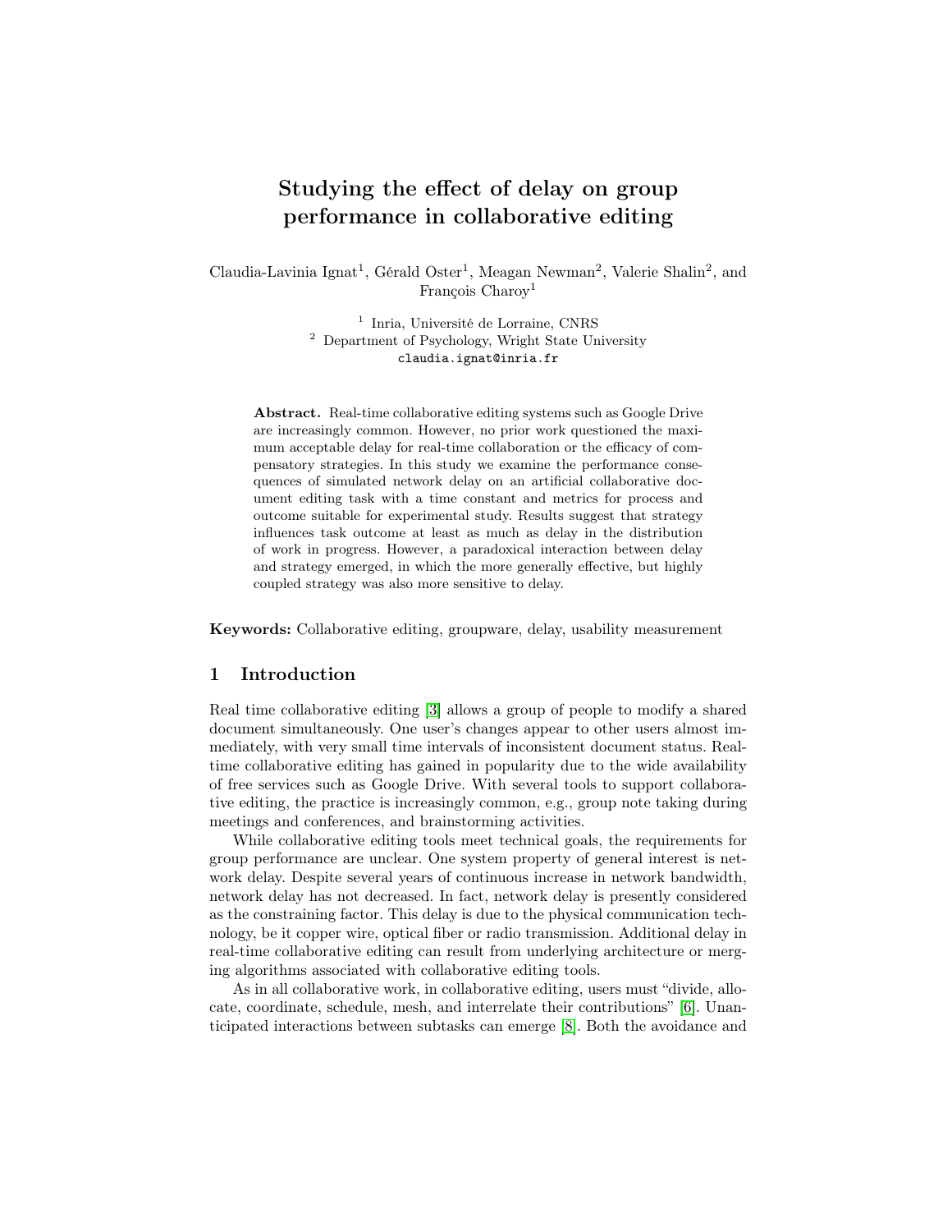# Studying the effect of delay on group performance in collaborative editing

Claudia-Lavinia Ignat[1], Gérald Oster[1], Meagan Newman[2], Valerie Shalin[2], and François Charoy[1]

[1] Inria, Université de Lorraine, CNRS
[2] Department of Psychology, Wright State University
claudia.ignat@inria.fr

**Abstract.** Real-time collaborative editing systems such as Google Drive are increasingly common. However, no prior work questioned the maximum acceptable delay for real-time collaboration or the efficacy of compensatory strategies. In this study we examine the performance consequences of simulated network delay on an artificial collaborative document editing task with a time constant and metrics for process and outcome suitable for experimental study. Results suggest that strategy influences task outcome at least as much as delay in the distribution of work in progress. However, a paradoxical interaction between delay and strategy emerged, in which the more generally effective, but highly coupled strategy was also more sensitive to delay.

**Keywords:** Collaborative editing, groupware, delay, usability measurement

## 1 Introduction

Real time collaborative editing [3] allows a group of people to modify a shared document simultaneously. One user's changes appear to other users almost immediately, with very small time intervals of inconsistent document status. Real-time collaborative editing has gained in popularity due to the wide availability of free services such as Google Drive. With several tools to support collaborative editing, the practice is increasingly common, e.g., group note taking during meetings and conferences, and brainstorming activities.

While collaborative editing tools meet technical goals, the requirements for group performance are unclear. One system property of general interest is network delay. Despite several years of continuous increase in network bandwidth, network delay has not decreased. In fact, network delay is presently considered as the constraining factor. This delay is due to the physical communication technology, be it copper wire, optical fiber or radio transmission. Additional delay in real-time collaborative editing can result from underlying architecture or merging algorithms associated with collaborative editing tools.

As in all collaborative work, in collaborative editing, users must "divide, allocate, coordinate, schedule, mesh, and interrelate their contributions" [6]. Unanticipated interactions between subtasks can emerge [8]. Both the avoidance and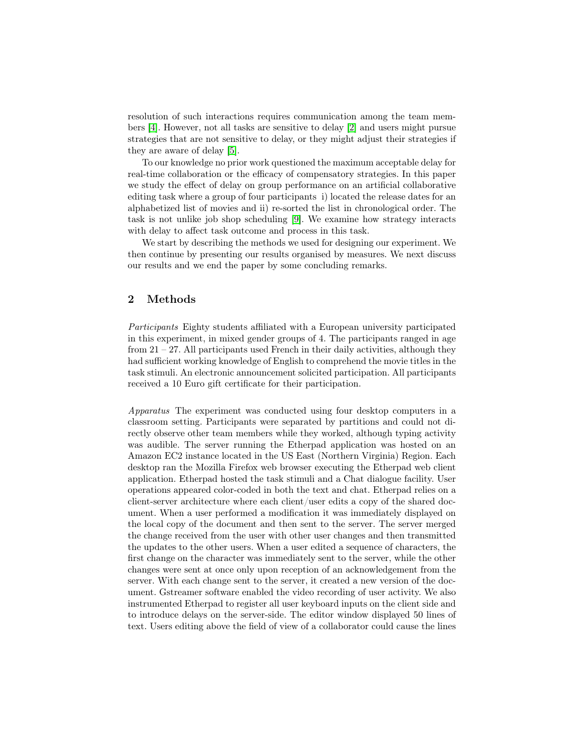resolution of such interactions requires communication among the team members [4]. However, not all tasks are sensitive to delay [2] and users might pursue strategies that are not sensitive to delay, or they might adjust their strategies if they are aware of delay [5].

To our knowledge no prior work questioned the maximum acceptable delay for real-time collaboration or the efficacy of compensatory strategies. In this paper we study the effect of delay on group performance on an artificial collaborative editing task where a group of four participants i) located the release dates for an alphabetized list of movies and ii) re-sorted the list in chronological order. The task is not unlike job shop scheduling [9]. We examine how strategy interacts with delay to affect task outcome and process in this task.

We start by describing the methods we used for designing our experiment. We then continue by presenting our results organised by measures. We next discuss our results and we end the paper by some concluding remarks.

## 2 Methods

*Participants* Eighty students affiliated with a European university participated in this experiment, in mixed gender groups of 4. The participants ranged in age from 21 – 27. All participants used French in their daily activities, although they had sufficient working knowledge of English to comprehend the movie titles in the task stimuli. An electronic announcement solicited participation. All participants received a 10 Euro gift certificate for their participation.

*Apparatus* The experiment was conducted using four desktop computers in a classroom setting. Participants were separated by partitions and could not directly observe other team members while they worked, although typing activity was audible. The server running the Etherpad application was hosted on an Amazon EC2 instance located in the US East (Northern Virginia) Region. Each desktop ran the Mozilla Firefox web browser executing the Etherpad web client application. Etherpad hosted the task stimuli and a Chat dialogue facility. User operations appeared color-coded in both the text and chat. Etherpad relies on a client-server architecture where each client/user edits a copy of the shared document. When a user performed a modification it was immediately displayed on the local copy of the document and then sent to the server. The server merged the change received from the user with other user changes and then transmitted the updates to the other users. When a user edited a sequence of characters, the first change on the character was immediately sent to the server, while the other changes were sent at once only upon reception of an acknowledgement from the server. With each change sent to the server, it created a new version of the document. Gstreamer software enabled the video recording of user activity. We also instrumented Etherpad to register all user keyboard inputs on the client side and to introduce delays on the server-side. The editor window displayed 50 lines of text. Users editing above the field of view of a collaborator could cause the lines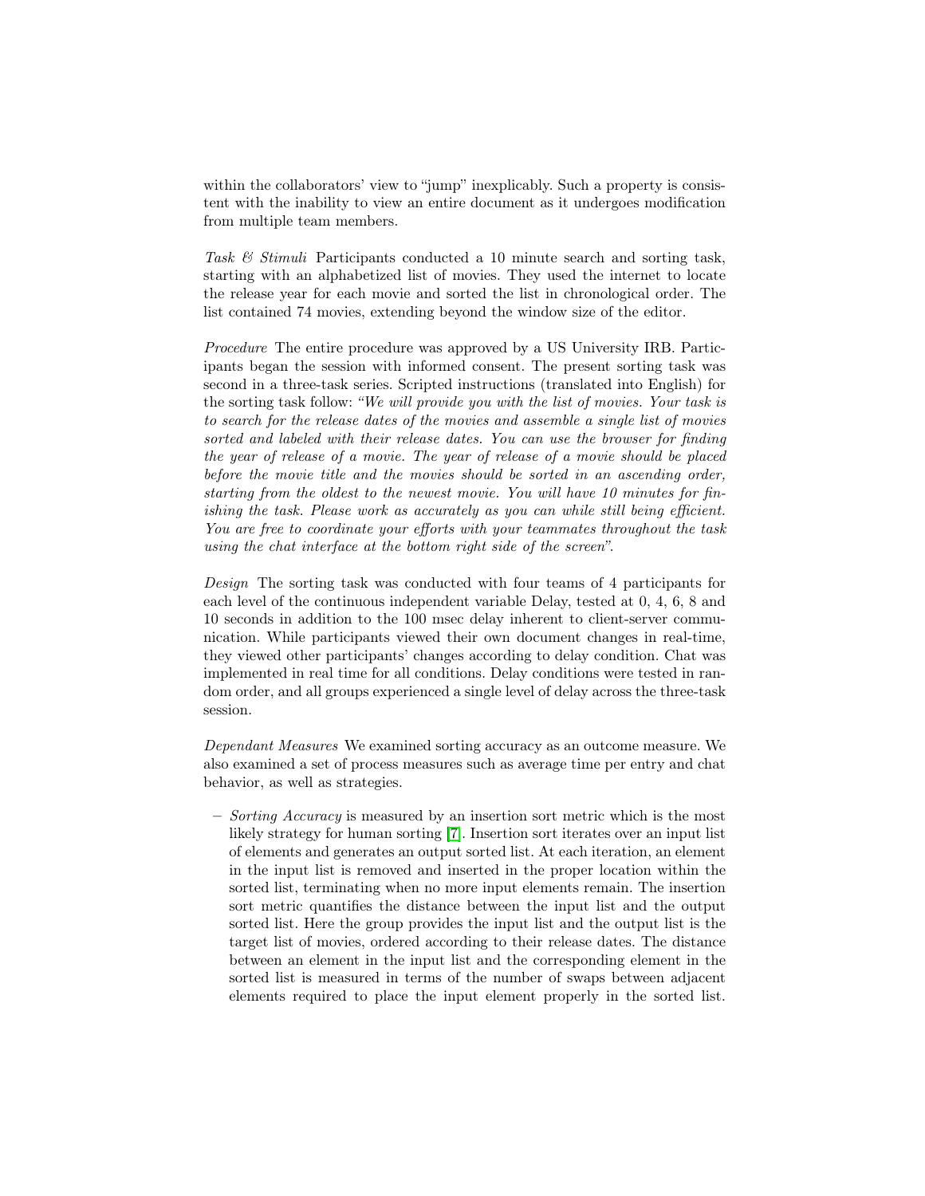within the collaborators' view to "jump" inexplicably. Such a property is consistent with the inability to view an entire document as it undergoes modification from multiple team members.

*Task & Stimuli* Participants conducted a 10 minute search and sorting task, starting with an alphabetized list of movies. They used the internet to locate the release year for each movie and sorted the list in chronological order. The list contained 74 movies, extending beyond the window size of the editor.

*Procedure* The entire procedure was approved by a US University IRB. Participants began the session with informed consent. The present sorting task was second in a three-task series. Scripted instructions (translated into English) for the sorting task follow: *"We will provide you with the list of movies. Your task is to search for the release dates of the movies and assemble a single list of movies sorted and labeled with their release dates. You can use the browser for finding the year of release of a movie. The year of release of a movie should be placed before the movie title and the movies should be sorted in an ascending order, starting from the oldest to the newest movie. You will have 10 minutes for finishing the task. Please work as accurately as you can while still being efficient. You are free to coordinate your efforts with your teammates throughout the task using the chat interface at the bottom right side of the screen"*.

*Design* The sorting task was conducted with four teams of 4 participants for each level of the continuous independent variable Delay, tested at 0, 4, 6, 8 and 10 seconds in addition to the 100 msec delay inherent to client-server communication. While participants viewed their own document changes in real-time, they viewed other participants' changes according to delay condition. Chat was implemented in real time for all conditions. Delay conditions were tested in random order, and all groups experienced a single level of delay across the three-task session.

*Dependant Measures* We examined sorting accuracy as an outcome measure. We also examined a set of process measures such as average time per entry and chat behavior, as well as strategies.

- *Sorting Accuracy* is measured by an insertion sort metric which is the most likely strategy for human sorting [7]. Insertion sort iterates over an input list of elements and generates an output sorted list. At each iteration, an element in the input list is removed and inserted in the proper location within the sorted list, terminating when no more input elements remain. The insertion sort metric quantifies the distance between the input list and the output sorted list. Here the group provides the input list and the output list is the target list of movies, ordered according to their release dates. The distance between an element in the input list and the corresponding element in the sorted list is measured in terms of the number of swaps between adjacent elements required to place the input element properly in the sorted list.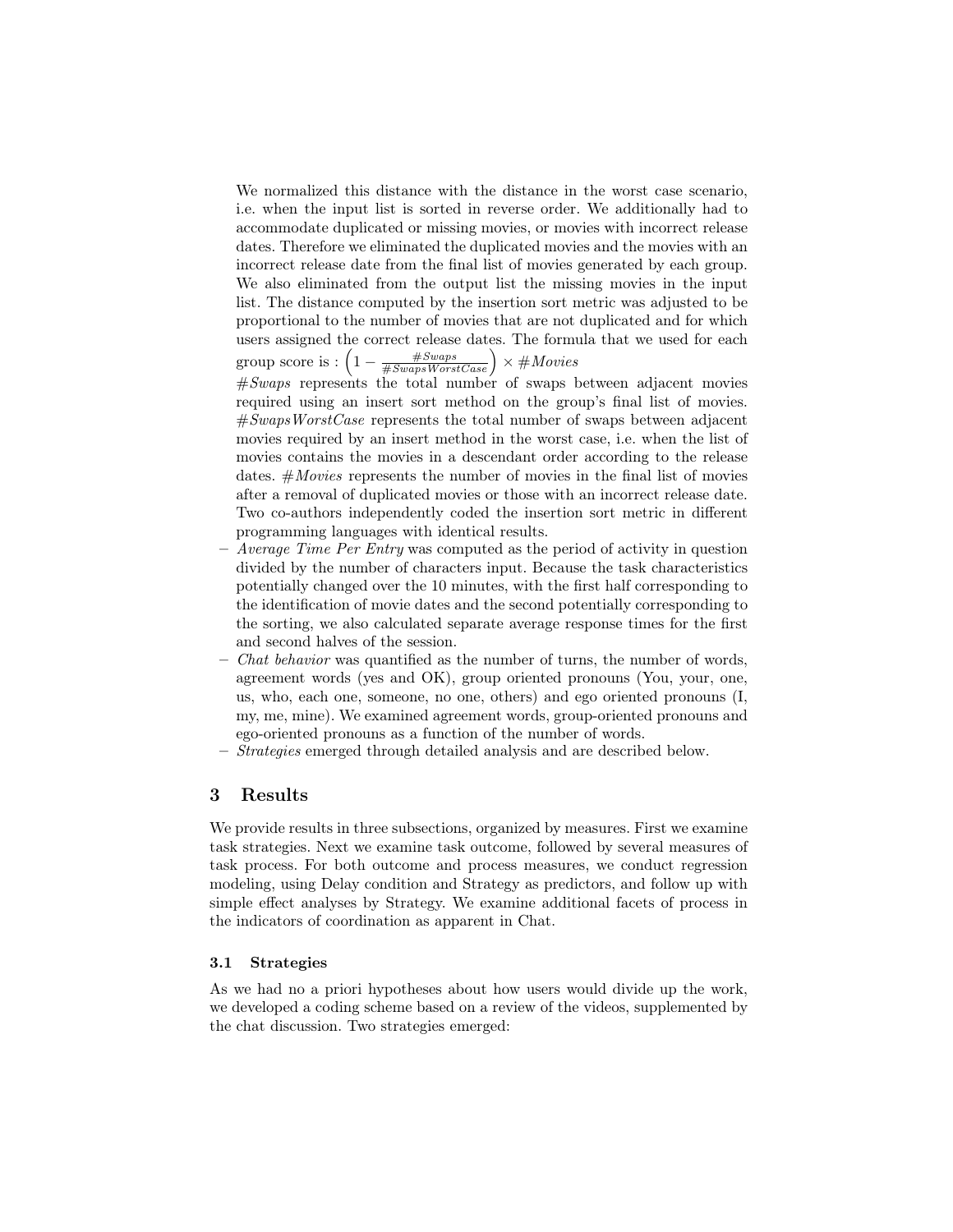We normalized this distance with the distance in the worst case scenario, i.e. when the input list is sorted in reverse order. We additionally had to accommodate duplicated or missing movies, or movies with incorrect release dates. Therefore we eliminated the duplicated movies and the movies with an incorrect release date from the final list of movies generated by each group. We also eliminated from the output list the missing movies in the input list. The distance computed by the insertion sort metric was adjusted to be proportional to the number of movies that are not duplicated and for which users assigned the correct release dates. The formula that we used for each group score is : $\left(1 - \frac{\#Swaps}{\#SwapsWorstCase}\right) \times \#Movies$
*#Swaps* represents the total number of swaps between adjacent movies required using an insert sort method on the group's final list of movies. *#SwapsWorstCase* represents the total number of swaps between adjacent movies required by an insert method in the worst case, i.e. when the list of movies contains the movies in a descendant order according to the release dates. *#Movies* represents the number of movies in the final list of movies after a removal of duplicated movies or those with an incorrect release date. Two co-authors independently coded the insertion sort metric in different programming languages with identical results.

- *Average Time Per Entry* was computed as the period of activity in question divided by the number of characters input. Because the task characteristics potentially changed over the 10 minutes, with the first half corresponding to the identification of movie dates and the second potentially corresponding to the sorting, we also calculated separate average response times for the first and second halves of the session.
- *Chat behavior* was quantified as the number of turns, the number of words, agreement words (yes and OK), group oriented pronouns (You, your, one, us, who, each one, someone, no one, others) and ego oriented pronouns (I, my, me, mine). We examined agreement words, group-oriented pronouns and ego-oriented pronouns as a function of the number of words.
- *Strategies* emerged through detailed analysis and are described below.

## 3 Results

We provide results in three subsections, organized by measures. First we examine task strategies. Next we examine task outcome, followed by several measures of task process. For both outcome and process measures, we conduct regression modeling, using Delay condition and Strategy as predictors, and follow up with simple effect analyses by Strategy. We examine additional facets of process in the indicators of coordination as apparent in Chat.

### 3.1 Strategies

As we had no a priori hypotheses about how users would divide up the work, we developed a coding scheme based on a review of the videos, supplemented by the chat discussion. Two strategies emerged: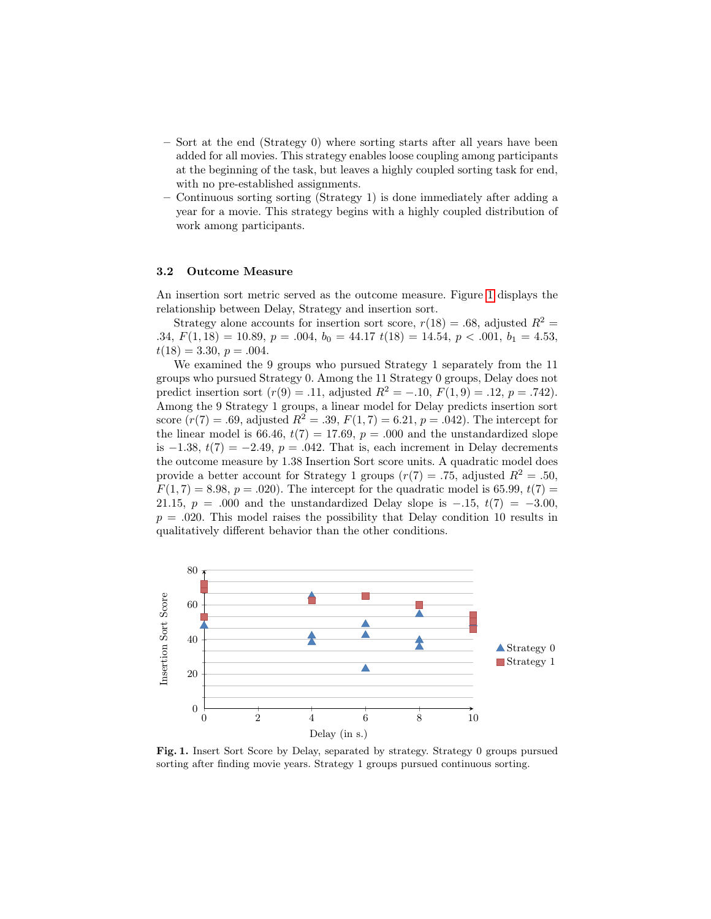– Sort at the end (Strategy 0) where sorting starts after all years have been added for all movies. This strategy enables loose coupling among participants at the beginning of the task, but leaves a highly coupled sorting task for end, with no pre-established assignments.
– Continuous sorting sorting (Strategy 1) is done immediately after adding a year for a movie. This strategy begins with a highly coupled distribution of work among participants.

### 3.2 Outcome Measure

An insertion sort metric served as the outcome measure. Figure 1 displays the relationship between Delay, Strategy and insertion sort.

Strategy alone accounts for insertion sort score, $r(18) = .68$, adjusted $R^2 = .34$, $F(1, 18) = 10.89$, $p = .004$, $b_0 = 44.17$ $t(18) = 14.54$, $p < .001$, $b_1 = 4.53$, $t(18) = 3.30$, $p = .004$.

We examined the 9 groups who pursued Strategy 1 separately from the 11 groups who pursued Strategy 0. Among the 11 Strategy 0 groups, Delay does not predict insertion sort ($r(9) = .11$, adjusted $R^2 = -.10$, $F(1, 9) = .12$, $p = .742$). Among the 9 Strategy 1 groups, a linear model for Delay predicts insertion sort score ($r(7) = .69$, adjusted $R^2 = .39$, $F(1, 7) = 6.21$, $p = .042$). The intercept for the linear model is 66.46, $t(7) = 17.69$, $p = .000$ and the unstandardized slope is $-1.38$, $t(7) = -2.49$, $p = .042$. That is, each increment in Delay decrements the outcome measure by 1.38 Insertion Sort score units. A quadratic model does provide a better account for Strategy 1 groups ($r(7) = .75$, adjusted $R^2 = .50$, $F(1, 7) = 8.98$, $p = .020$). The intercept for the quadratic model is 65.99, $t(7) = 21.15$, $p = .000$ and the unstandardized Delay slope is $-.15$, $t(7) = -3.00$, $p = .020$. This model raises the possibility that Delay condition 10 results in qualitatively different behavior than the other conditions.

**Fig. 1.** Insert Sort Score by Delay, separated by strategy. Strategy 0 groups pursued sorting after finding movie years. Strategy 1 groups pursued continuous sorting.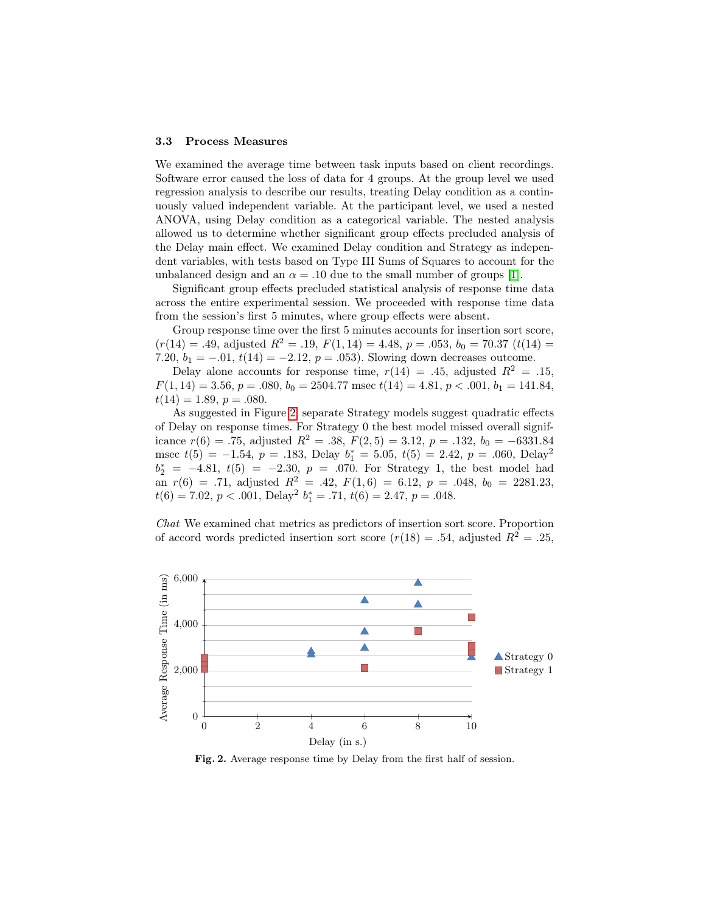### 3.3 Process Measures

We examined the average time between task inputs based on client recordings. Software error caused the loss of data for 4 groups. At the group level we used regression analysis to describe our results, treating Delay condition as a continuously valued independent variable. At the participant level, we used a nested ANOVA, using Delay condition as a categorical variable. The nested analysis allowed us to determine whether significant group effects precluded analysis of the Delay main effect. We examined Delay condition and Strategy as independent variables, with tests based on Type III Sums of Squares to account for the unbalanced design and an $\alpha = .10$ due to the small number of groups [1].

Significant group effects precluded statistical analysis of response time data across the entire experimental session. We proceeded with response time data from the session's first 5 minutes, where group effects were absent.

Group response time over the first 5 minutes accounts for insertion sort score, ($r(14) = .49$, adjusted $R^2 = .19$, $F(1, 14) = 4.48$, $p = .053$, $b_0 = 70.37$ ($t(14) = 7.20$, $b_1 = -.01$, $t(14) = -2.12$, $p = .053$). Slowing down decreases outcome.

Delay alone accounts for response time, $r(14) = .45$, adjusted $R^2 = .15$, $F(1, 14) = 3.56$, $p = .080$, $b_0 = 2504.77$ msec $t(14) = 4.81$, $p < .001$, $b_1 = 141.84$, $t(14) = 1.89$, $p = .080$.

As suggested in Figure 2, separate Strategy models suggest quadratic effects of Delay on response times. For Strategy 0 the best model missed overall significance $r(6) = .75$, adjusted $R^2 = .38$, $F(2, 5) = 3.12$, $p = .132$, $b_0 = -6331.84$ msec $t(5) = -1.54$, $p = .183$, Delay $b_1^* = 5.05$, $t(5) = 2.42$, $p = .060$, Delay$^2$ $b_2^* = -4.81$, $t(5) = -2.30$, $p = .070$. For Strategy 1, the best model had an $r(6) = .71$, adjusted $R^2 = .42$, $F(1, 6) = 6.12$, $p = .048$, $b_0 = 2281.23$, $t(6) = 7.02$, $p < .001$, Delay$^2$ $b_1^* = .71$, $t(6) = 2.47$, $p = .048$.

*Chat* We examined chat metrics as predictors of insertion sort score. Proportion of accord words predicted insertion sort score ($r(18) = .54$, adjusted $R^2 = .25$,

**Fig. 2.** Average response time by Delay from the first half of session.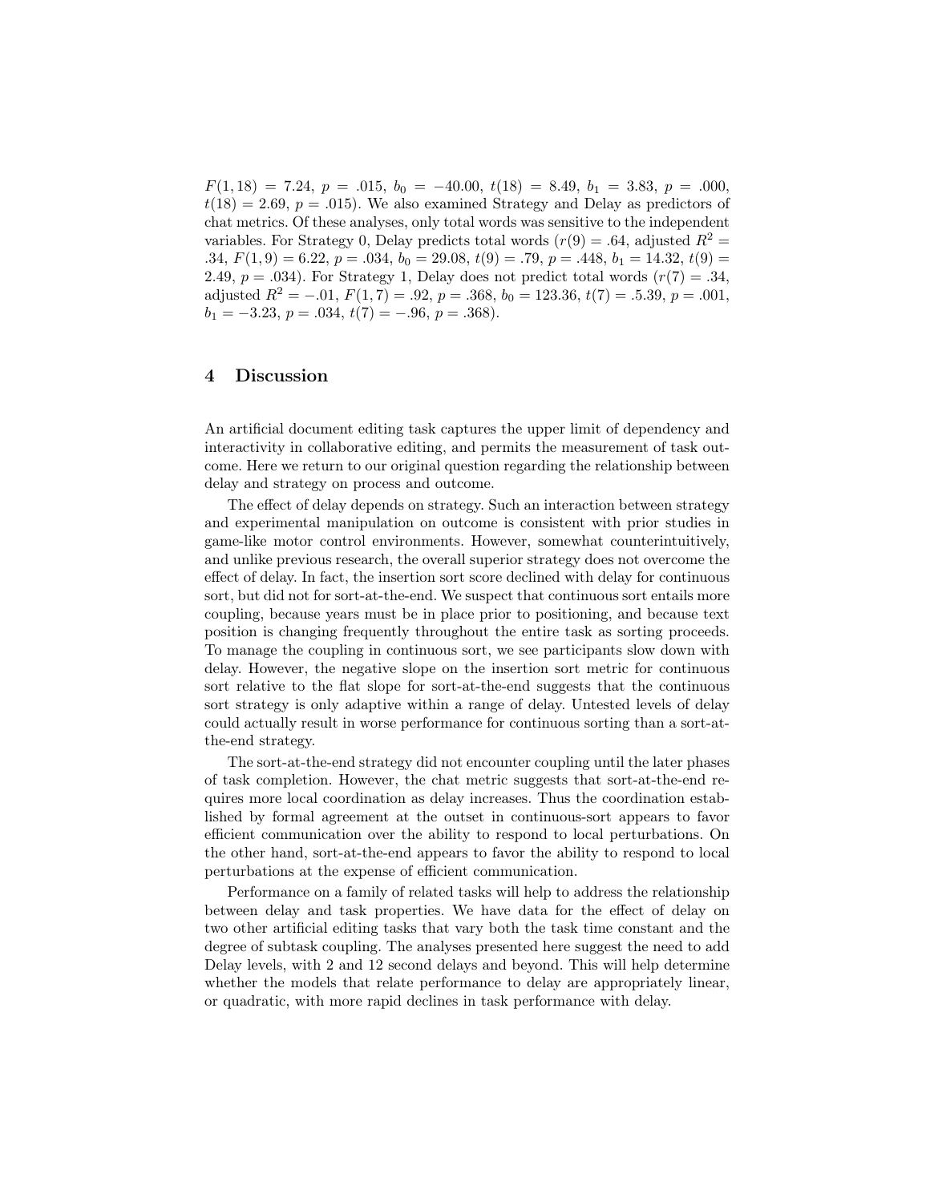$F(1,18) = 7.24$, $p = .015$, $b_0 = -40.00$, $t(18) = 8.49$, $b_1 = 3.83$, $p = .000$, $t(18) = 2.69$, $p = .015$). We also examined Strategy and Delay as predictors of chat metrics. Of these analyses, only total words was sensitive to the independent variables. For Strategy 0, Delay predicts total words ($r(9) = .64$, adjusted $R^2 = .34$, $F(1,9) = 6.22$, $p = .034$, $b_0 = 29.08$, $t(9) = .79$, $p = .448$, $b_1 = 14.32$, $t(9) = 2.49$, $p = .034$). For Strategy 1, Delay does not predict total words ($r(7) = .34$, adjusted $R^2 = -.01$, $F(1,7) = .92$, $p = .368$, $b_0 = 123.36$, $t(7) = .5.39$, $p = .001$, $b_1 = -3.23$, $p = .034$, $t(7) = -.96$, $p = .368$).

## 4 Discussion

An artificial document editing task captures the upper limit of dependency and interactivity in collaborative editing, and permits the measurement of task outcome. Here we return to our original question regarding the relationship between delay and strategy on process and outcome.

The effect of delay depends on strategy. Such an interaction between strategy and experimental manipulation on outcome is consistent with prior studies in game-like motor control environments. However, somewhat counterintuitively, and unlike previous research, the overall superior strategy does not overcome the effect of delay. In fact, the insertion sort score declined with delay for continuous sort, but did not for sort-at-the-end. We suspect that continuous sort entails more coupling, because years must be in place prior to positioning, and because text position is changing frequently throughout the entire task as sorting proceeds. To manage the coupling in continuous sort, we see participants slow down with delay. However, the negative slope on the insertion sort metric for continuous sort relative to the flat slope for sort-at-the-end suggests that the continuous sort strategy is only adaptive within a range of delay. Untested levels of delay could actually result in worse performance for continuous sorting than a sort-at-the-end strategy.

The sort-at-the-end strategy did not encounter coupling until the later phases of task completion. However, the chat metric suggests that sort-at-the-end requires more local coordination as delay increases. Thus the coordination established by formal agreement at the outset in continuous-sort appears to favor efficient communication over the ability to respond to local perturbations. On the other hand, sort-at-the-end appears to favor the ability to respond to local perturbations at the expense of efficient communication.

Performance on a family of related tasks will help to address the relationship between delay and task properties. We have data for the effect of delay on two other artificial editing tasks that vary both the task time constant and the degree of subtask coupling. The analyses presented here suggest the need to add Delay levels, with 2 and 12 second delays and beyond. This will help determine whether the models that relate performance to delay are appropriately linear, or quadratic, with more rapid declines in task performance with delay.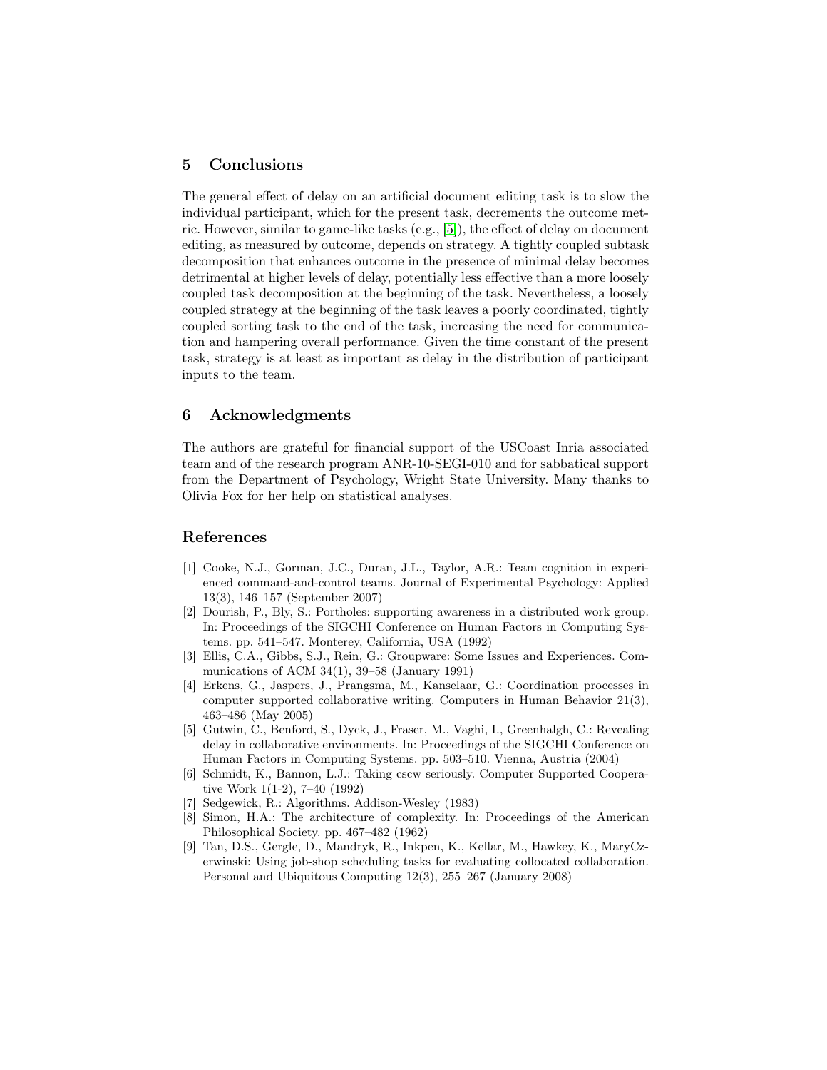## 5 Conclusions

The general effect of delay on an artificial document editing task is to slow the individual participant, which for the present task, decrements the outcome metric. However, similar to game-like tasks (e.g., [5]), the effect of delay on document editing, as measured by outcome, depends on strategy. A tightly coupled subtask decomposition that enhances outcome in the presence of minimal delay becomes detrimental at higher levels of delay, potentially less effective than a more loosely coupled task decomposition at the beginning of the task. Nevertheless, a loosely coupled strategy at the beginning of the task leaves a poorly coordinated, tightly coupled sorting task to the end of the task, increasing the need for communication and hampering overall performance. Given the time constant of the present task, strategy is at least as important as delay in the distribution of participant inputs to the team.

## 6 Acknowledgments

The authors are grateful for financial support of the USCoast Inria associated team and of the research program ANR-10-SEGI-010 and for sabbatical support from the Department of Psychology, Wright State University. Many thanks to Olivia Fox for her help on statistical analyses.

## References

[1] Cooke, N.J., Gorman, J.C., Duran, J.L., Taylor, A.R.: Team cognition in experienced command-and-control teams. Journal of Experimental Psychology: Applied 13(3), 146–157 (September 2007)

[2] Dourish, P., Bly, S.: Portholes: supporting awareness in a distributed work group. In: Proceedings of the SIGCHI Conference on Human Factors in Computing Systems. pp. 541–547. Monterey, California, USA (1992)

[3] Ellis, C.A., Gibbs, S.J., Rein, G.: Groupware: Some Issues and Experiences. Communications of ACM 34(1), 39–58 (January 1991)

[4] Erkens, G., Jaspers, J., Prangsma, M., Kanselaar, G.: Coordination processes in computer supported collaborative writing. Computers in Human Behavior 21(3), 463–486 (May 2005)

[5] Gutwin, C., Benford, S., Dyck, J., Fraser, M., Vaghi, I., Greenhalgh, C.: Revealing delay in collaborative environments. In: Proceedings of the SIGCHI Conference on Human Factors in Computing Systems. pp. 503–510. Vienna, Austria (2004)

[6] Schmidt, K., Bannon, L.J.: Taking cscw seriously. Computer Supported Cooperative Work 1(1-2), 7–40 (1992)

[7] Sedgewick, R.: Algorithms. Addison-Wesley (1983)

[8] Simon, H.A.: The architecture of complexity. In: Proceedings of the American Philosophical Society. pp. 467–482 (1962)

[9] Tan, D.S., Gergle, D., Mandryk, R., Inkpen, K., Kellar, M., Hawkey, K., MaryCzerwinski: Using job-shop scheduling tasks for evaluating collocated collaboration. Personal and Ubiquitous Computing 12(3), 255–267 (January 2008)